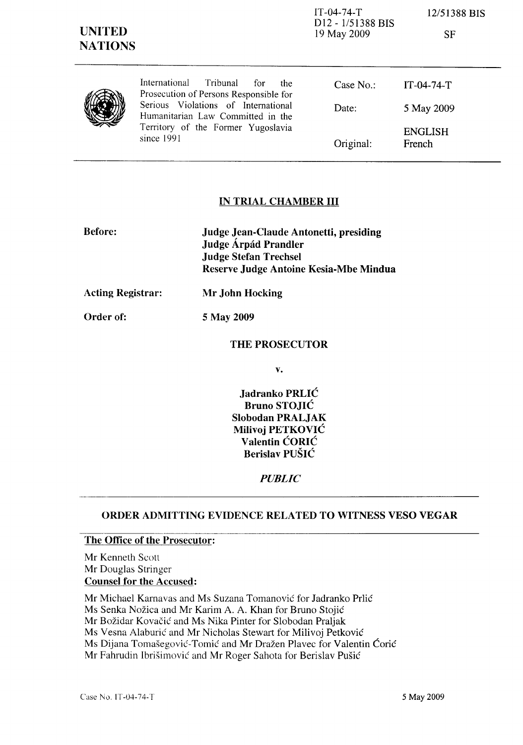IT-04-74-T
D12 - 1/51388 BIS
19 May 2009

12/51388 BIS

SF

**UNITED NATIONS**

International Tribunal for the Prosecution of Persons Responsible for Serious Violations of International Humanitarian Law Committed in the Territory of the Former Yugoslavia since 1991

| | |
|---|---|
| Case No.: | IT-04-74-T |
| Date: | 5 May 2009 |
| Original: | ENGLISH French |

## IN TRIAL CHAMBER III

**Before:** **Judge Jean-Claude Antonetti, presiding**
**Judge Árpád Prandler**
**Judge Stefan Trechsel**
**Reserve Judge Antoine Kesia-Mbe Mindua**

**Acting Registrar:** **Mr John Hocking**

**Order of:** **5 May 2009**

**THE PROSECUTOR**

**v.**

**Jadranko PRLIĆ**
**Bruno STOJIĆ**
**Slobodan PRALJAK**
**Milivoj PETKOVIĆ**
**Valentin ĆORIĆ**
**Berislav PUŠIĆ**

***PUBLIC***

## ORDER ADMITTING EVIDENCE RELATED TO WITNESS VESO VEGAR

**The Office of the Prosecutor:**

Mr Kenneth Scott
Mr Douglas Stringer

**Counsel for the Accused:**

Mr Michael Karnavas and Ms Suzana Tomanović for Jadranko Prlić
Ms Senka Nožica and Mr Karim A. A. Khan for Bruno Stojić
Mr Božidar Kovačić and Ms Nika Pinter for Slobodan Praljak
Ms Vesna Alaburić and Mr Nicholas Stewart for Milivoj Petković
Ms Dijana Tomašegović-Tomić and Mr Dražen Plavec for Valentin Ćorić
Mr Fahrudin Ibrišimović and Mr Roger Sahota for Berislav Pušić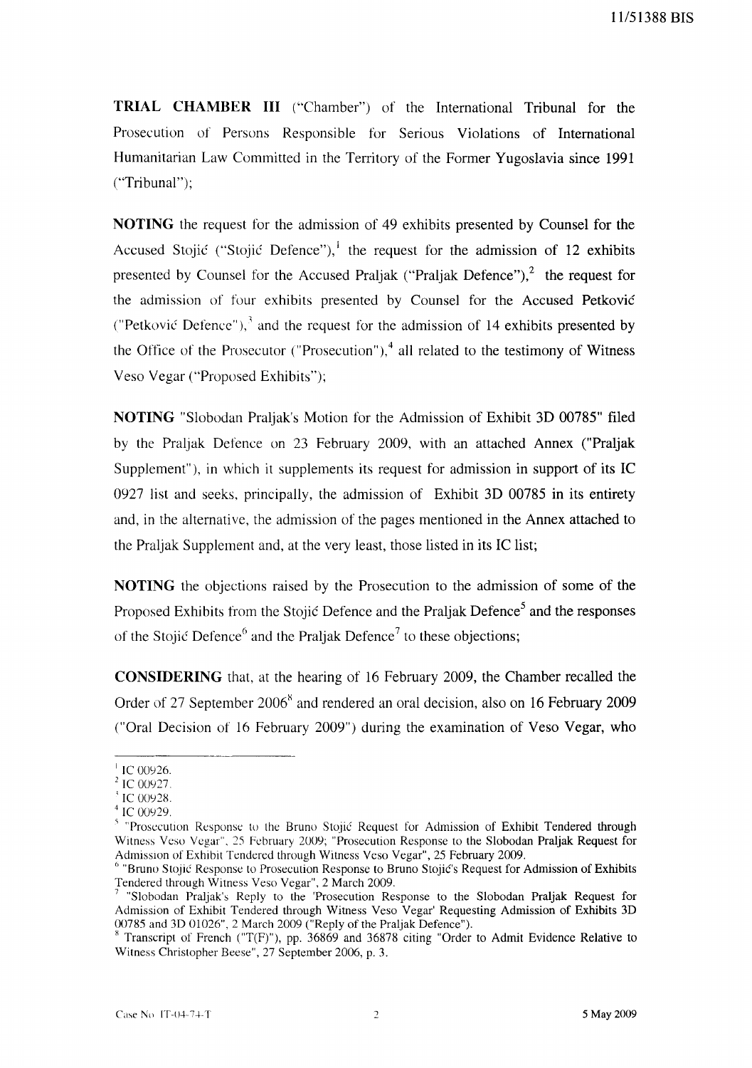**TRIAL CHAMBER III** ("Chamber") of the International Tribunal for the Prosecution of Persons Responsible for Serious Violations of International Humanitarian Law Committed in the Territory of the Former Yugoslavia since 1991 ("Tribunal");

**NOTING** the request for the admission of 49 exhibits presented by Counsel for the Accused Stojić ("Stojić Defence"),[1] the request for the admission of 12 exhibits presented by Counsel for the Accused Praljak ("Praljak Defence"),[2] the request for the admission of four exhibits presented by Counsel for the Accused Petković ("Petković Defence"),[3] and the request for the admission of 14 exhibits presented by the Office of the Prosecutor ("Prosecution"),[4] all related to the testimony of Witness Veso Vegar ("Proposed Exhibits");

**NOTING** "Slobodan Praljak's Motion for the Admission of Exhibit 3D 00785" filed by the Praljak Defence on 23 February 2009, with an attached Annex ("Praljak Supplement"), in which it supplements its request for admission in support of its IC 0927 list and seeks, principally, the admission of Exhibit 3D 00785 in its entirety and, in the alternative, the admission of the pages mentioned in the Annex attached to the Praljak Supplement and, at the very least, those listed in its IC list;

**NOTING** the objections raised by the Prosecution to the admission of some of the Proposed Exhibits from the Stojić Defence and the Praljak Defence[5] and the responses of the Stojić Defence[6] and the Praljak Defence[7] to these objections;

**CONSIDERING** that, at the hearing of 16 February 2009, the Chamber recalled the Order of 27 September 2006[8] and rendered an oral decision, also on 16 February 2009 ("Oral Decision of 16 February 2009") during the examination of Veso Vegar, who

---

[1] IC 00926.

[2] IC 00927.

[3] IC 00928.

[4] IC 00929.

[5] "Prosecution Response to the Bruno Stojić Request for Admission of Exhibit Tendered through Witness Veso Vegar", 25 February 2009; "Prosecution Response to the Slobodan Praljak Request for Admission of Exhibit Tendered through Witness Veso Vegar", 25 February 2009.

[6] "Bruno Stojić Response to Prosecution Response to Bruno Stojić's Request for Admission of Exhibits Tendered through Witness Veso Vegar", 2 March 2009.

[7] "Slobodan Praljak's Reply to the 'Prosecution Response to the Slobodan Praljak Request for Admission of Exhibit Tendered through Witness Veso Vegar' Requesting Admission of Exhibits 3D 00785 and 3D 01026", 2 March 2009 ("Reply of the Praljak Defence").

[8] Transcript of French ("T(F)"), pp. 36869 and 36878 citing "Order to Admit Evidence Relative to Witness Christopher Beese", 27 September 2006, p. 3.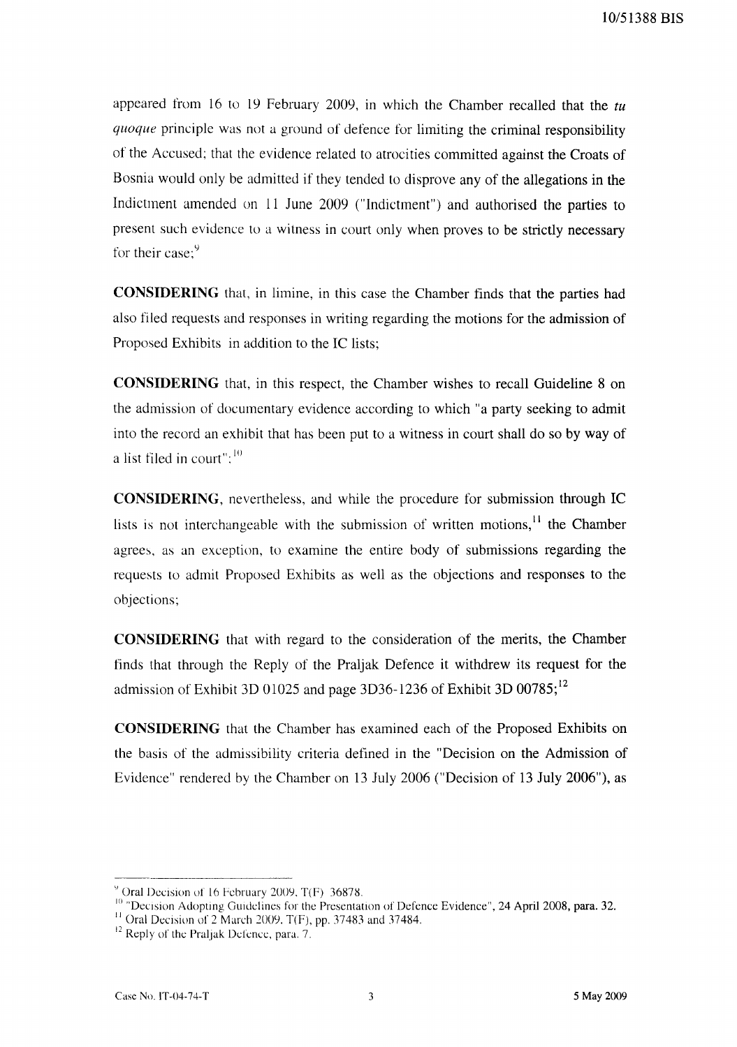appeared from 16 to 19 February 2009, in which the Chamber recalled that the *tu quoque* principle was not a ground of defence for limiting the criminal responsibility of the Accused; that the evidence related to atrocities committed against the Croats of Bosnia would only be admitted if they tended to disprove any of the allegations in the Indictment amended on 11 June 2009 ("Indictment") and authorised the parties to present such evidence to a witness in court only when proves to be strictly necessary for their case;[9]

**CONSIDERING** that, in limine, in this case the Chamber finds that the parties had also filed requests and responses in writing regarding the motions for the admission of Proposed Exhibits in addition to the IC lists;

**CONSIDERING** that, in this respect, the Chamber wishes to recall Guideline 8 on the admission of documentary evidence according to which "a party seeking to admit into the record an exhibit that has been put to a witness in court shall do so by way of a list filed in court";[10]

**CONSIDERING**, nevertheless, and while the procedure for submission through IC lists is not interchangeable with the submission of written motions,[11] the Chamber agrees, as an exception, to examine the entire body of submissions regarding the requests to admit Proposed Exhibits as well as the objections and responses to the objections;

**CONSIDERING** that with regard to the consideration of the merits, the Chamber finds that through the Reply of the Praljak Defence it withdrew its request for the admission of Exhibit 3D 01025 and page 3D36-1236 of Exhibit 3D 00785;[12]

**CONSIDERING** that the Chamber has examined each of the Proposed Exhibits on the basis of the admissibility criteria defined in the "Decision on the Admission of Evidence" rendered by the Chamber on 13 July 2006 ("Decision of 13 July 2006"), as

---

[9] Oral Decision of 16 February 2009, T(F) 36878.

[10] "Decision Adopting Guidelines for the Presentation of Defence Evidence", 24 April 2008, para. 32.

[11] Oral Decision of 2 March 2009, T(F), pp. 37483 and 37484.

[12] Reply of the Praljak Defence, para. 7.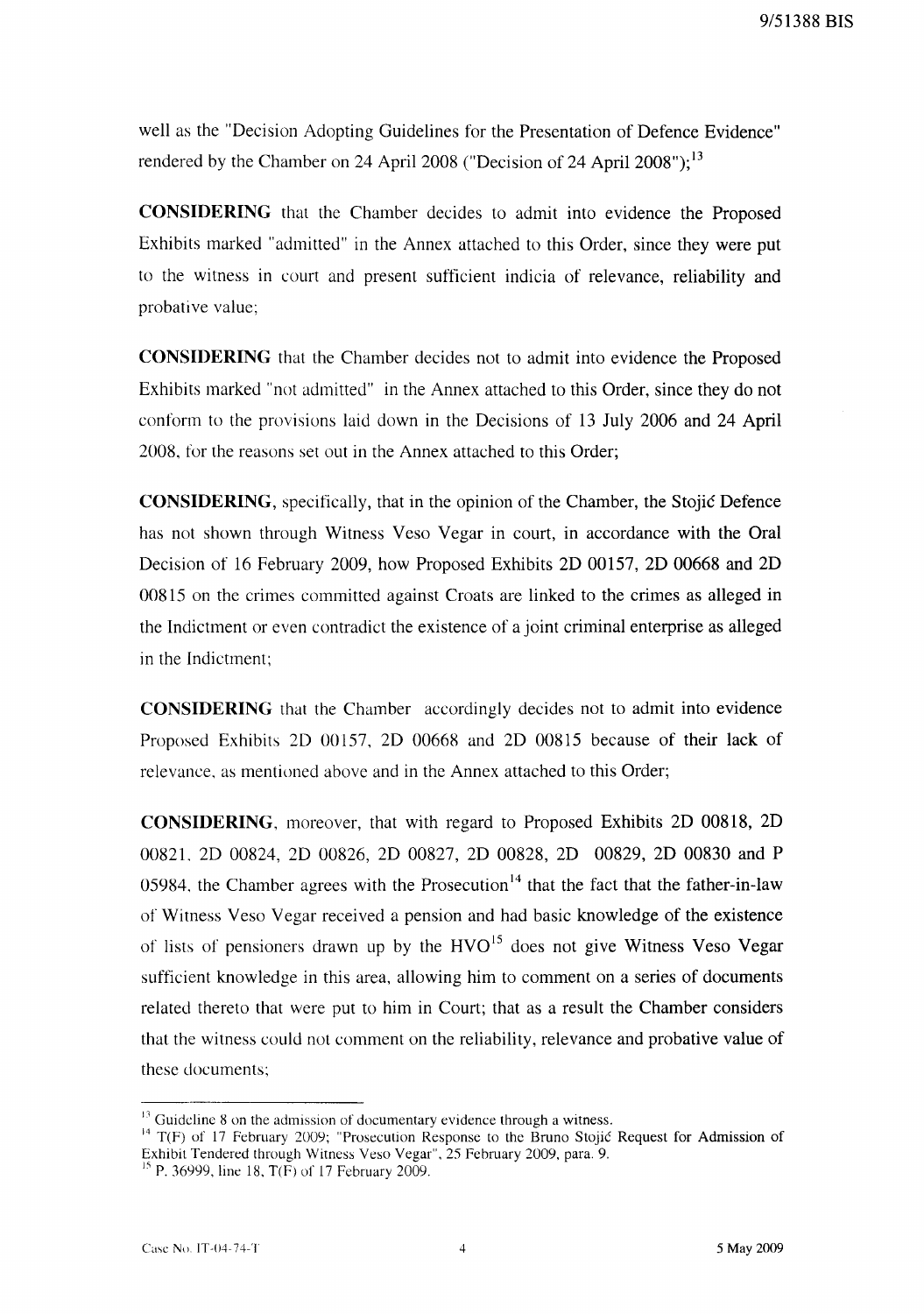well as the "Decision Adopting Guidelines for the Presentation of Defence Evidence" rendered by the Chamber on 24 April 2008 ("Decision of 24 April 2008");[13]

**CONSIDERING** that the Chamber decides to admit into evidence the Proposed Exhibits marked "admitted" in the Annex attached to this Order, since they were put to the witness in court and present sufficient indicia of relevance, reliability and probative value;

**CONSIDERING** that the Chamber decides not to admit into evidence the Proposed Exhibits marked "not admitted" in the Annex attached to this Order, since they do not conform to the provisions laid down in the Decisions of 13 July 2006 and 24 April 2008, for the reasons set out in the Annex attached to this Order;

**CONSIDERING**, specifically, that in the opinion of the Chamber, the Stojić Defence has not shown through Witness Veso Vegar in court, in accordance with the Oral Decision of 16 February 2009, how Proposed Exhibits 2D 00157, 2D 00668 and 2D 00815 on the crimes committed against Croats are linked to the crimes as alleged in the Indictment or even contradict the existence of a joint criminal enterprise as alleged in the Indictment;

**CONSIDERING** that the Chamber accordingly decides not to admit into evidence Proposed Exhibits 2D 00157, 2D 00668 and 2D 00815 because of their lack of relevance, as mentioned above and in the Annex attached to this Order;

**CONSIDERING**, moreover, that with regard to Proposed Exhibits 2D 00818, 2D 00821, 2D 00824, 2D 00826, 2D 00827, 2D 00828, 2D 00829, 2D 00830 and P 05984, the Chamber agrees with the Prosecution[14] that the fact that the father-in-law of Witness Veso Vegar received a pension and had basic knowledge of the existence of lists of pensioners drawn up by the HVO[15] does not give Witness Veso Vegar sufficient knowledge in this area, allowing him to comment on a series of documents related thereto that were put to him in Court; that as a result the Chamber considers that the witness could not comment on the reliability, relevance and probative value of these documents;

---

[13] Guideline 8 on the admission of documentary evidence through a witness.

[14] T(F) of 17 February 2009; "Prosecution Response to the Bruno Stojić Request for Admission of Exhibit Tendered through Witness Veso Vegar", 25 February 2009, para. 9.

[15] P. 36999, line 18, T(F) of 17 February 2009.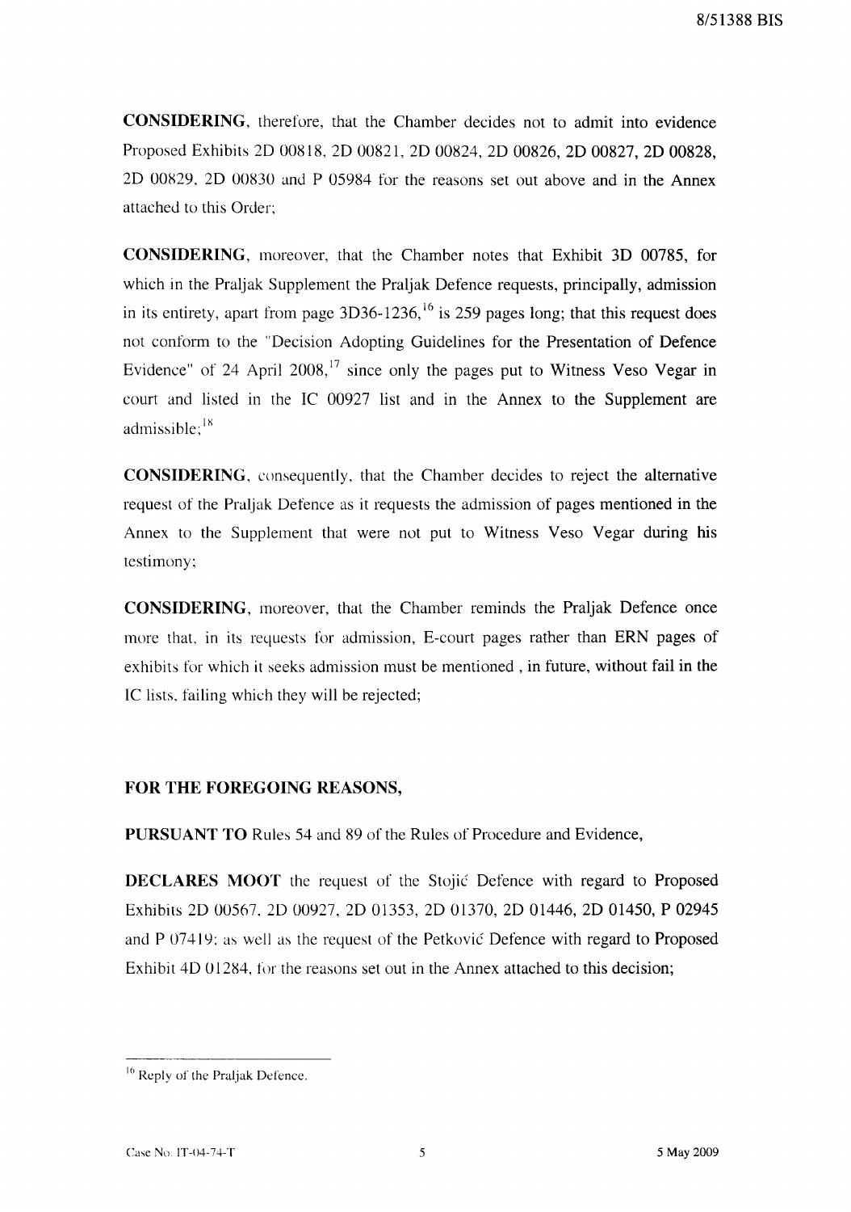**CONSIDERING**, therefore, that the Chamber decides not to admit into evidence Proposed Exhibits 2D 00818, 2D 00821, 2D 00824, 2D 00826, 2D 00827, 2D 00828, 2D 00829, 2D 00830 and P 05984 for the reasons set out above and in the Annex attached to this Order;

**CONSIDERING**, moreover, that the Chamber notes that Exhibit 3D 00785, for which in the Praljak Supplement the Praljak Defence requests, principally, admission in its entirety, apart from page 3D36-1236,[16] is 259 pages long; that this request does not conform to the "Decision Adopting Guidelines for the Presentation of Defence Evidence" of 24 April 2008,[17] since only the pages put to Witness Veso Vegar in court and listed in the IC 00927 list and in the Annex to the Supplement are admissible;[18]

**CONSIDERING**, consequently, that the Chamber decides to reject the alternative request of the Praljak Defence as it requests the admission of pages mentioned in the Annex to the Supplement that were not put to Witness Veso Vegar during his testimony;

**CONSIDERING**, moreover, that the Chamber reminds the Praljak Defence once more that, in its requests for admission, E-court pages rather than ERN pages of exhibits for which it seeks admission must be mentioned , in future, without fail in the IC lists, failing which they will be rejected;

**FOR THE FOREGOING REASONS,**

**PURSUANT TO** Rules 54 and 89 of the Rules of Procedure and Evidence,

**DECLARES MOOT** the request of the Stojić Defence with regard to Proposed Exhibits 2D 00567, 2D 00927, 2D 01353, 2D 01370, 2D 01446, 2D 01450, P 02945 and P 07419; as well as the request of the Petković Defence with regard to Proposed Exhibit 4D 01284, for the reasons set out in the Annex attached to this decision;

---

[16] Reply of the Praljak Defence.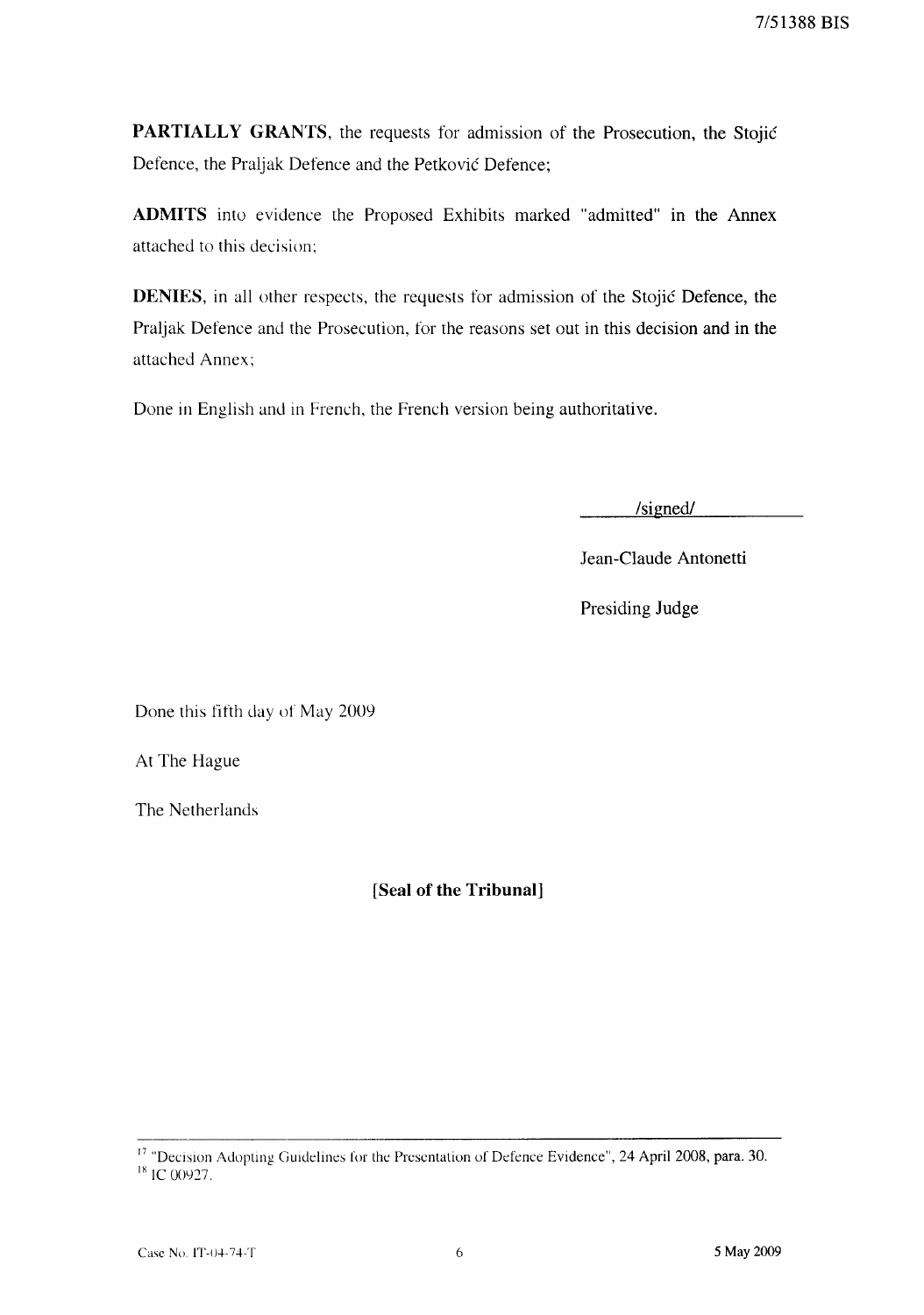**PARTIALLY GRANTS**, the requests for admission of the Prosecution, the Stojić Defence, the Praljak Defence and the Petković Defence;

**ADMITS** into evidence the Proposed Exhibits marked "admitted" in the Annex attached to this decision;

**DENIES**, in all other respects, the requests for admission of the Stojić Defence, the Praljak Defence and the Prosecution, for the reasons set out in this decision and in the attached Annex;

Done in English and in French, the French version being authoritative.

/signed/

Jean-Claude Antonetti

Presiding Judge

Done this fifth day of May 2009

At The Hague

The Netherlands

**[Seal of the Tribunal]**

---

[17] "Decision Adopting Guidelines for the Presentation of Defence Evidence", 24 April 2008, para. 30.
[18] IC 00927.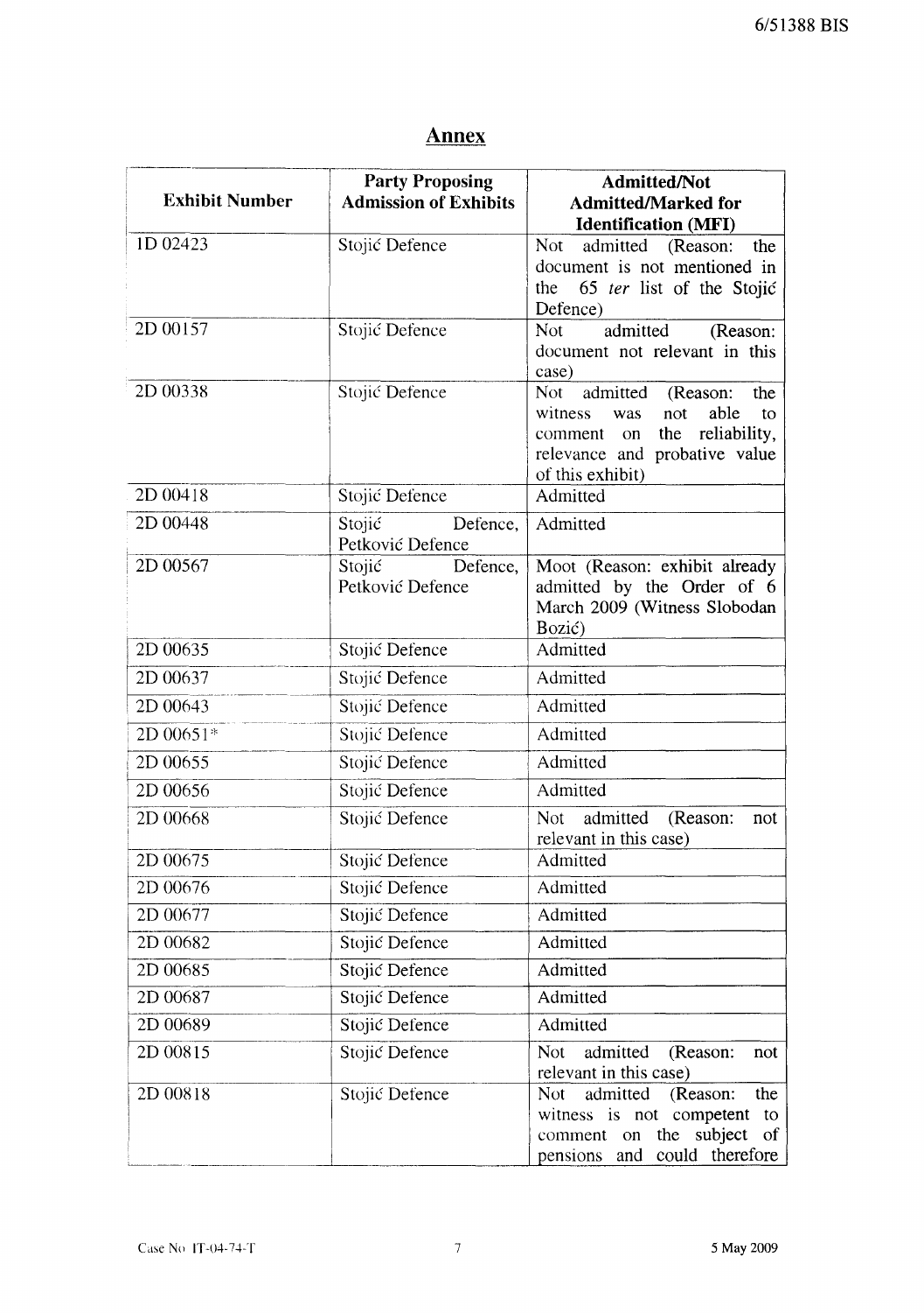## Annex

| Exhibit Number | Party Proposing Admission of Exhibits | Admitted/Not Admitted/Marked for Identification (MFI) |
|---|---|---|
| 1D 02423 | Stojić Defence | Not admitted (Reason: the document is not mentioned in the 65 *ter* list of the Stojić Defence) |
| 2D 00157 | Stojić Defence | Not admitted (Reason: document not relevant in this case) |
| 2D 00338 | Stojić Defence | Not admitted (Reason: the witness was not able to comment on the reliability, relevance and probative value of this exhibit) |
| 2D 00418 | Stojić Defence | Admitted |
| 2D 00448 | Stojić Defence, Petković Defence | Admitted |
| 2D 00567 | Stojić Defence, Petković Defence | Moot (Reason: exhibit already admitted by the Order of 6 March 2009 (Witness Slobodan Bozić) |
| 2D 00635 | Stojić Defence | Admitted |
| 2D 00637 | Stojić Defence | Admitted |
| 2D 00643 | Stojić Defence | Admitted |
| 2D 00651* | Stojić Defence | Admitted |
| 2D 00655 | Stojić Defence | Admitted |
| 2D 00656 | Stojić Defence | Admitted |
| 2D 00668 | Stojić Defence | Not admitted (Reason: not relevant in this case) |
| 2D 00675 | Stojić Defence | Admitted |
| 2D 00676 | Stojić Defence | Admitted |
| 2D 00677 | Stojić Defence | Admitted |
| 2D 00682 | Stojić Defence | Admitted |
| 2D 00685 | Stojić Defence | Admitted |
| 2D 00687 | Stojić Defence | Admitted |
| 2D 00689 | Stojić Defence | Admitted |
| 2D 00815 | Stojić Defence | Not admitted (Reason: not relevant in this case) |
| 2D 00818 | Stojić Defence | Not admitted (Reason: the witness is not competent to comment on the subject of pensions and could therefore |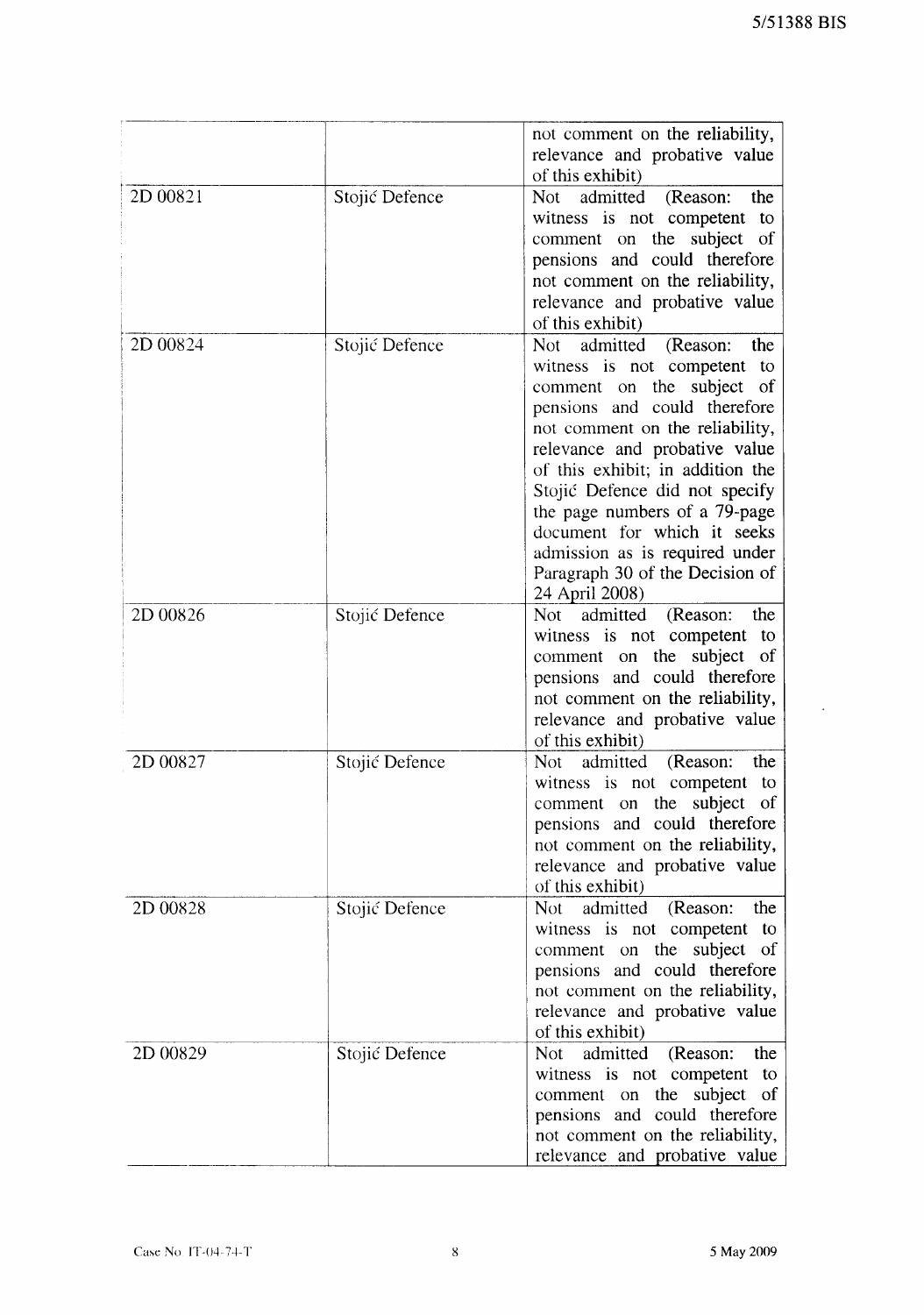| | | |
|---|---|---|
| | | not comment on the reliability, relevance and probative value of this exhibit) |
| 2D 00821 | Stojić Defence | Not admitted (Reason: the witness is not competent to comment on the subject of pensions and could therefore not comment on the reliability, relevance and probative value of this exhibit) |
| 2D 00824 | Stojić Defence | Not admitted (Reason: the witness is not competent to comment on the subject of pensions and could therefore not comment on the reliability, relevance and probative value of this exhibit; in addition the Stojić Defence did not specify the page numbers of a 79-page document for which it seeks admission as is required under Paragraph 30 of the Decision of 24 April 2008) |
| 2D 00826 | Stojić Defence | Not admitted (Reason: the witness is not competent to comment on the subject of pensions and could therefore not comment on the reliability, relevance and probative value of this exhibit) |
| 2D 00827 | Stojić Defence | Not admitted (Reason: the witness is not competent to comment on the subject of pensions and could therefore not comment on the reliability, relevance and probative value of this exhibit) |
| 2D 00828 | Stojić Defence | Not admitted (Reason: the witness is not competent to comment on the subject of pensions and could therefore not comment on the reliability, relevance and probative value of this exhibit) |
| 2D 00829 | Stojić Defence | Not admitted (Reason: the witness is not competent to comment on the subject of pensions and could therefore not comment on the reliability, relevance and probative value |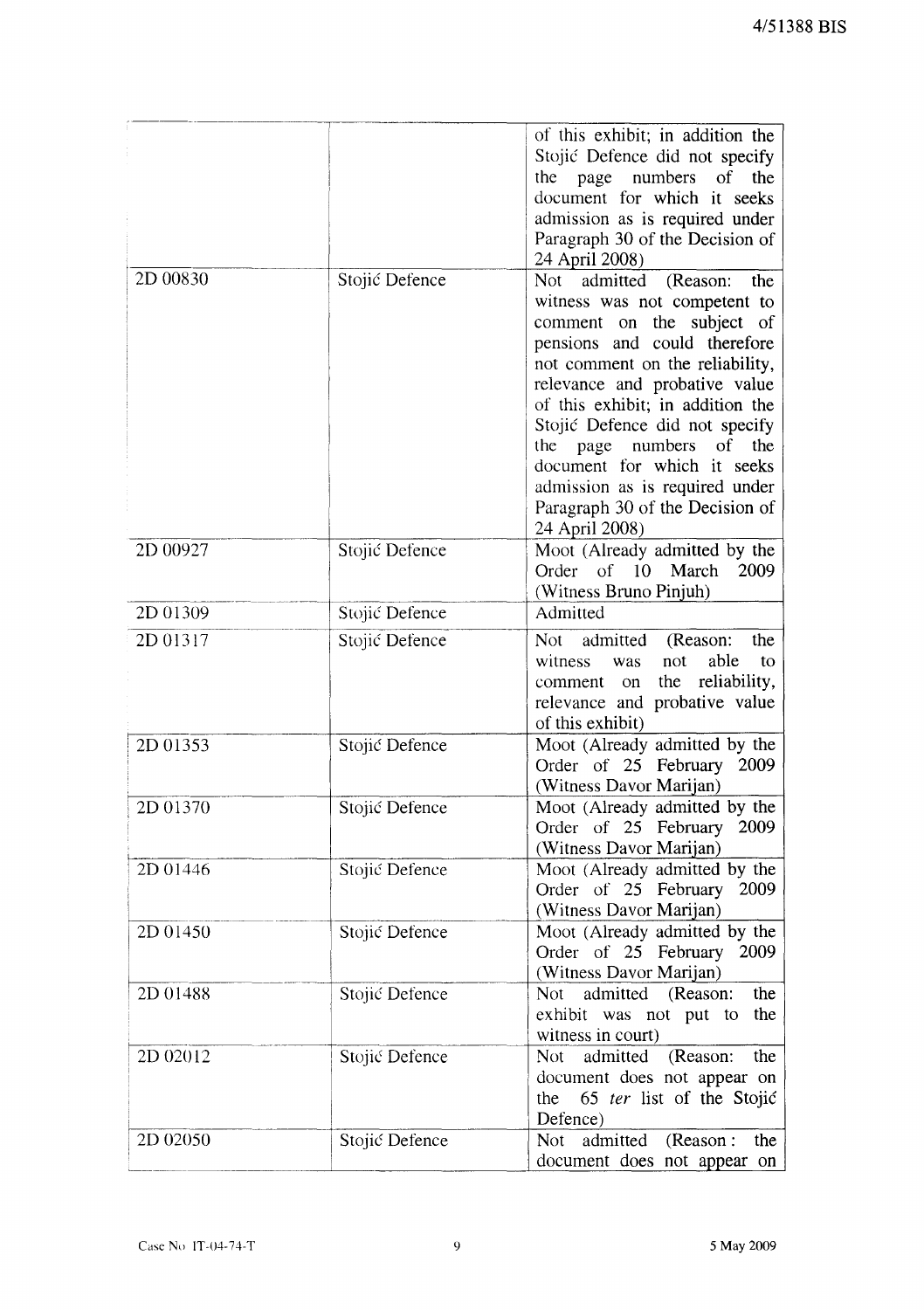| | | |
|---|---|---|
| | | of this exhibit; in addition the Stojić Defence did not specify the page numbers of the document for which it seeks admission as is required under Paragraph 30 of the Decision of 24 April 2008) |
| 2D 00830 | Stojić Defence | Not admitted (Reason: the witness was not competent to comment on the subject of pensions and could therefore not comment on the reliability, relevance and probative value of this exhibit; in addition the Stojić Defence did not specify the page numbers of the document for which it seeks admission as is required under Paragraph 30 of the Decision of 24 April 2008) |
| 2D 00927 | Stojić Defence | Moot (Already admitted by the Order of 10 March 2009 (Witness Bruno Pinjuh) |
| 2D 01309 | Stojić Defence | Admitted |
| 2D 01317 | Stojić Defence | Not admitted (Reason: the witness was not able to comment on the reliability, relevance and probative value of this exhibit) |
| 2D 01353 | Stojić Defence | Moot (Already admitted by the Order of 25 February 2009 (Witness Davor Marijan) |
| 2D 01370 | Stojić Defence | Moot (Already admitted by the Order of 25 February 2009 (Witness Davor Marijan) |
| 2D 01446 | Stojić Defence | Moot (Already admitted by the Order of 25 February 2009 (Witness Davor Marijan) |
| 2D 01450 | Stojić Defence | Moot (Already admitted by the Order of 25 February 2009 (Witness Davor Marijan) |
| 2D 01488 | Stojić Defence | Not admitted (Reason: the exhibit was not put to the witness in court) |
| 2D 02012 | Stojić Defence | Not admitted (Reason: the document does not appear on the 65 *ter* list of the Stojić Defence) |
| 2D 02050 | Stojić Defence | Not admitted (Reason : the document does not appear on |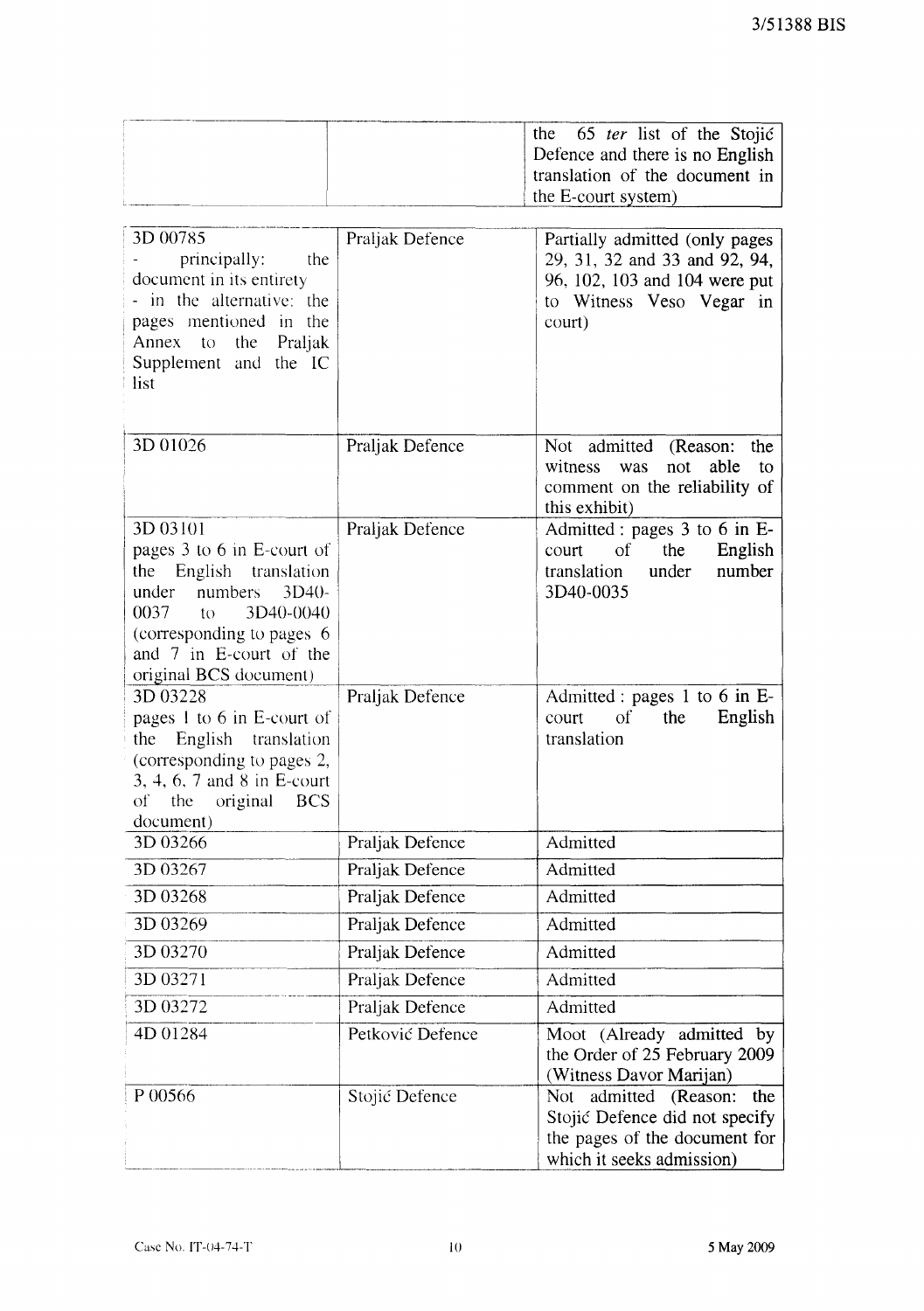| | | |
|---|---|---|
| | | the 65 *ter* list of the Stojić Defence and there is no English translation of the document in the E-court system) |
| 3D 00785<br>- principally: the document in its entirety<br>- in the alternative: the pages mentioned in the Annex to the Praljak Supplement and the IC list | Praljak Defence | Partially admitted (only pages 29, 31, 32 and 33 and 92, 94, 96, 102, 103 and 104 were put to Witness Veso Vegar in court) |
| 3D 01026 | Praljak Defence | Not admitted (Reason: the witness was not able to comment on the reliability of this exhibit) |
| 3D 03101<br>pages 3 to 6 in E-court of the English translation under numbers 3D40-0037 to 3D40-0040 (corresponding to pages 6 and 7 in E-court of the original BCS document) | Praljak Defence | Admitted : pages 3 to 6 in E-court of the English translation under number 3D40-0035 |
| 3D 03228<br>pages 1 to 6 in E-court of the English translation (corresponding to pages 2, 3, 4, 6, 7 and 8 in E-court of the original BCS document) | Praljak Defence | Admitted : pages 1 to 6 in E-court of the English translation |
| 3D 03266 | Praljak Defence | Admitted |
| 3D 03267 | Praljak Defence | Admitted |
| 3D 03268 | Praljak Defence | Admitted |
| 3D 03269 | Praljak Defence | Admitted |
| 3D 03270 | Praljak Defence | Admitted |
| 3D 03271 | Praljak Defence | Admitted |
| 3D 03272 | Praljak Defence | Admitted |
| 4D 01284 | Petković Defence | Moot (Already admitted by the Order of 25 February 2009 (Witness Davor Marijan) |
| P 00566 | Stojić Defence | Not admitted (Reason: the Stojić Defence did not specify the pages of the document for which it seeks admission) |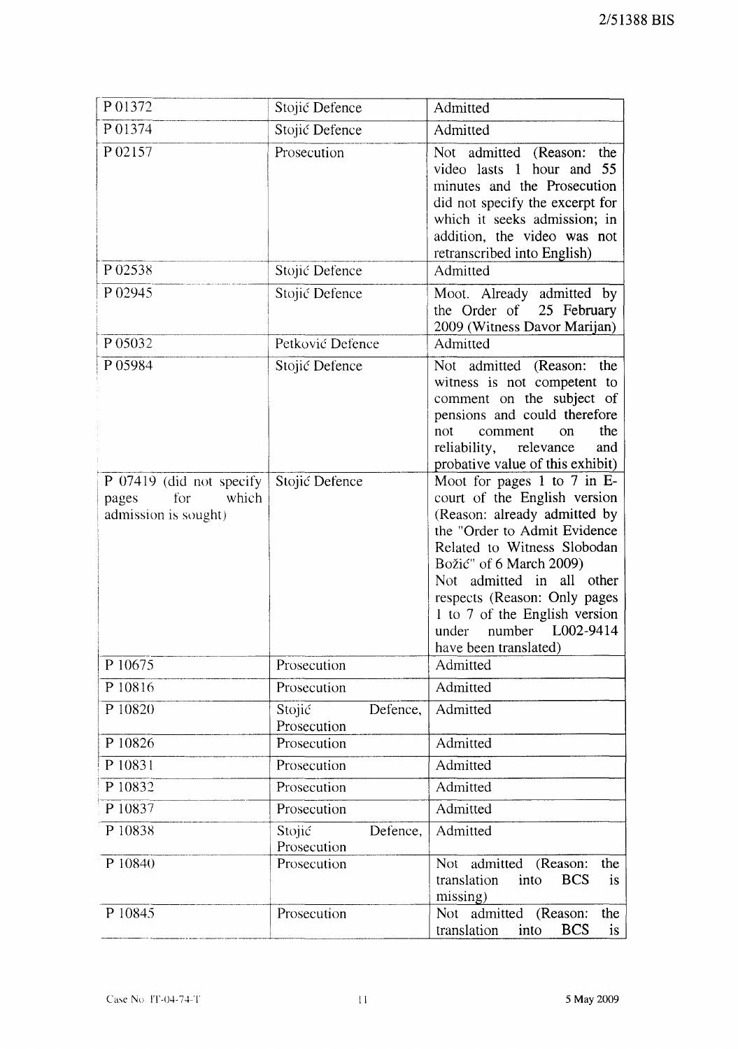| P 01372 | Stojić Defence | Admitted |
|---|---|---|
| P 01374 | Stojić Defence | Admitted |
| P 02157 | Prosecution | Not admitted (Reason: the video lasts 1 hour and 55 minutes and the Prosecution did not specify the excerpt for which it seeks admission; in addition, the video was not retranscribed into English) |
| P 02538 | Stojić Defence | Admitted |
| P 02945 | Stojić Defence | Moot. Already admitted by the Order of 25 February 2009 (Witness Davor Marijan) |
| P 05032 | Petković Defence | Admitted |
| P 05984 | Stojić Defence | Not admitted (Reason: the witness is not competent to comment on the subject of pensions and could therefore not comment on the reliability, relevance and probative value of this exhibit) |
| P 07419 (did not specify pages for which admission is sought) | Stojić Defence | Moot for pages 1 to 7 in E-court of the English version (Reason: already admitted by the "Order to Admit Evidence Related to Witness Slobodan Božić" of 6 March 2009)<br>Not admitted in all other respects (Reason: Only pages 1 to 7 of the English version under number L002-9414 have been translated) |
| P 10675 | Prosecution | Admitted |
| P 10816 | Prosecution | Admitted |
| P 10820 | Stojić Defence, Prosecution | Admitted |
| P 10826 | Prosecution | Admitted |
| P 10831 | Prosecution | Admitted |
| P 10832 | Prosecution | Admitted |
| P 10837 | Prosecution | Admitted |
| P 10838 | Stojić Defence, Prosecution | Admitted |
| P 10840 | Prosecution | Not admitted (Reason: the translation into BCS is missing) |
| P 10845 | Prosecution | Not admitted (Reason: the translation into BCS is |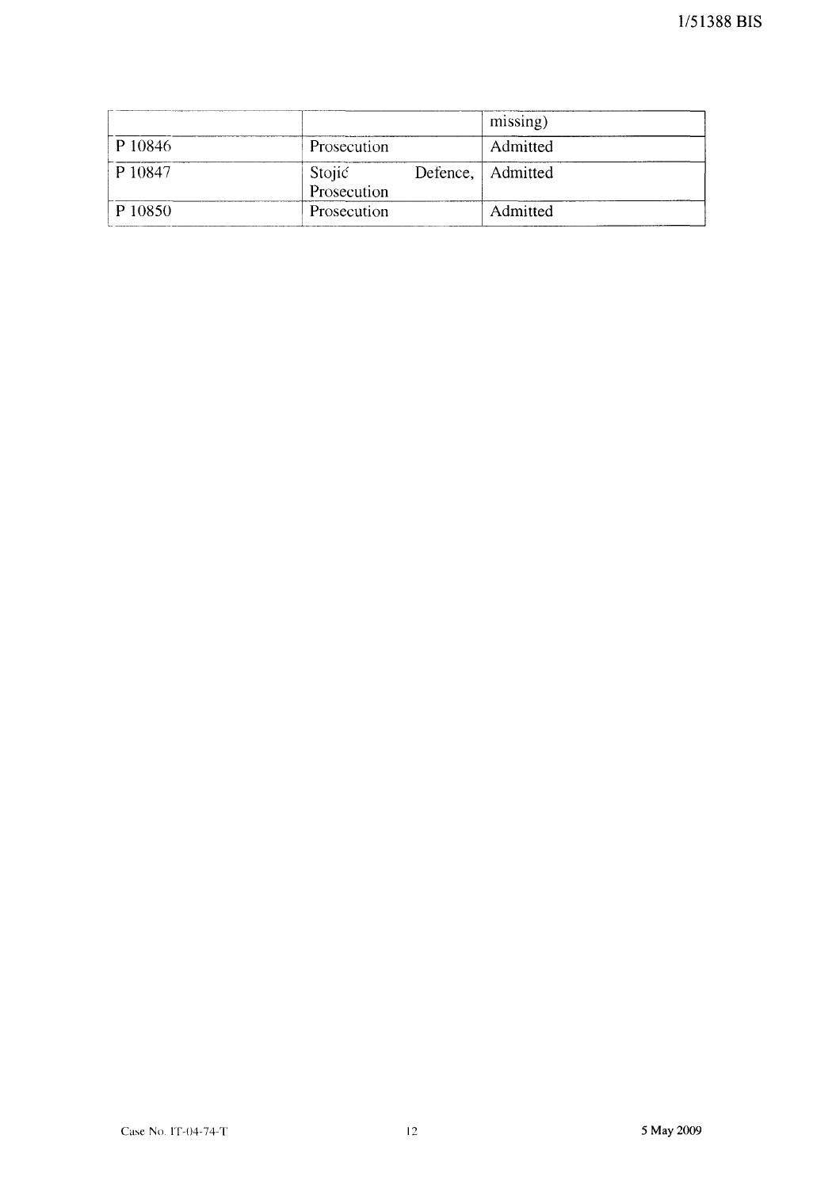| | | |
|---|---|---|
| | | missing) |
| P 10846 | Prosecution | Admitted |
| P 10847 | Stojić Defence, Prosecution | Admitted |
| P 10850 | Prosecution | Admitted |